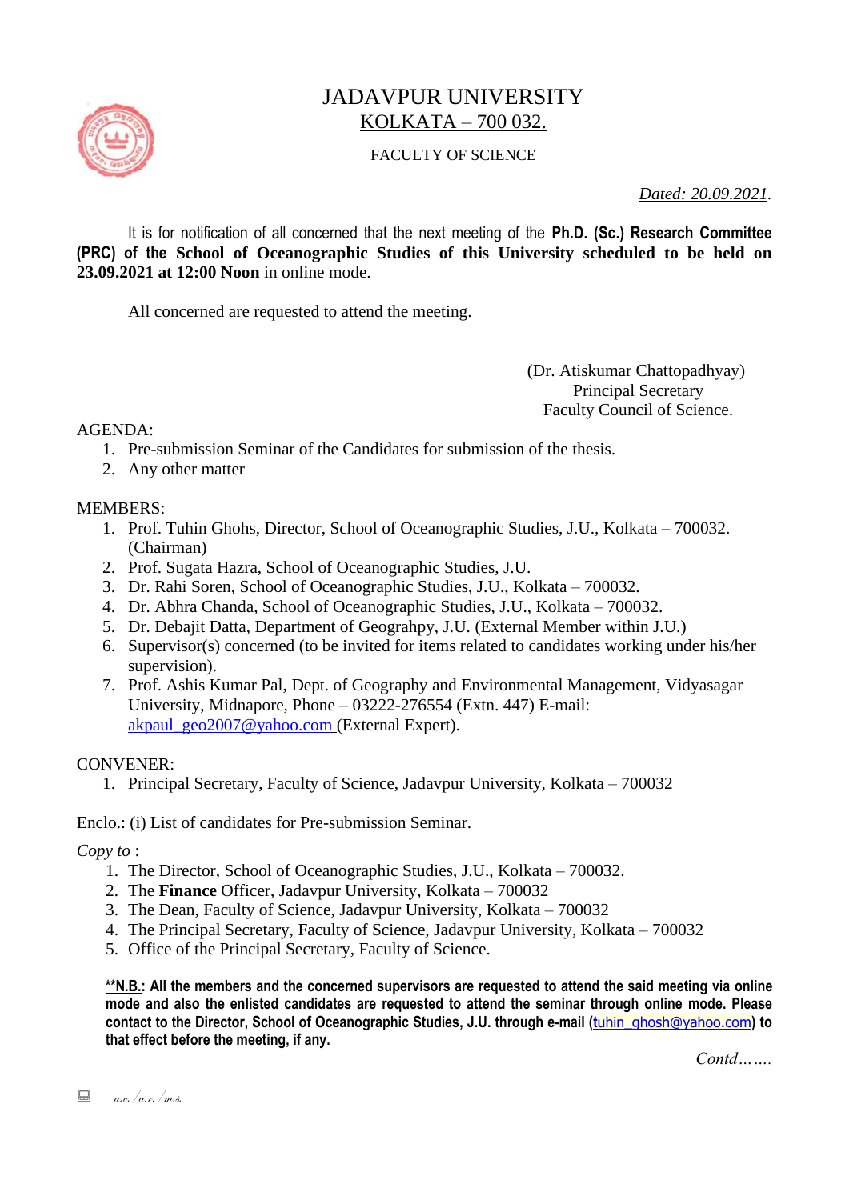# JADAVPUR UNIVERSITY
## KOLKATA – 700 032.

FACULTY OF SCIENCE

*Dated: 20.09.2021*.

It is for notification of all concerned that the next meeting of the **Ph.D. (Sc.) Research Committee (PRC) of the School of Oceanographic Studies of this University scheduled to be held on 23.09.2021 at 12:00 Noon** in online mode.

All concerned are requested to attend the meeting.

(Dr. Atiskumar Chattopadhyay)
Principal Secretary
Faculty Council of Science.

AGENDA:

1. Pre-submission Seminar of the Candidates for submission of the thesis.
2. Any other matter

MEMBERS:

1. Prof. Tuhin Ghohs, Director, School of Oceanographic Studies, J.U., Kolkata – 700032. (Chairman)
2. Prof. Sugata Hazra, School of Oceanographic Studies, J.U.
3. Dr. Rahi Soren, School of Oceanographic Studies, J.U., Kolkata – 700032.
4. Dr. Abhra Chanda, School of Oceanographic Studies, J.U., Kolkata – 700032.
5. Dr. Debajit Datta, Department of Geograhpy, J.U. (External Member within J.U.)
6. Supervisor(s) concerned (to be invited for items related to candidates working under his/her supervision).
7. Prof. Ashis Kumar Pal, Dept. of Geography and Environmental Management, Vidyasagar University, Midnapore, Phone – 03222-276554 (Extn. 447) E-mail: akpaul_geo2007@yahoo.com (External Expert).

CONVENER:

1. Principal Secretary, Faculty of Science, Jadavpur University, Kolkata – 700032

Enclo.: (i) List of candidates for Pre-submission Seminar.

*Copy to* :

1. The Director, School of Oceanographic Studies, J.U., Kolkata – 700032.
2. The **Finance** Officer, Jadavpur University, Kolkata – 700032
3. The Dean, Faculty of Science, Jadavpur University, Kolkata – 700032
4. The Principal Secretary, Faculty of Science, Jadavpur University, Kolkata – 700032
5. Office of the Principal Secretary, Faculty of Science.

****N.B.**: All the members and the concerned supervisors are requested to attend the said meeting via online mode and also the enlisted candidates are requested to attend the seminar through online mode. Please contact to the Director, School of Oceanographic Studies, J.U. through e-mail (tuhin_ghosh@yahoo.com) to that effect before the meeting, if any.**

*Contd…….*

*a.o./a.r./m.s.*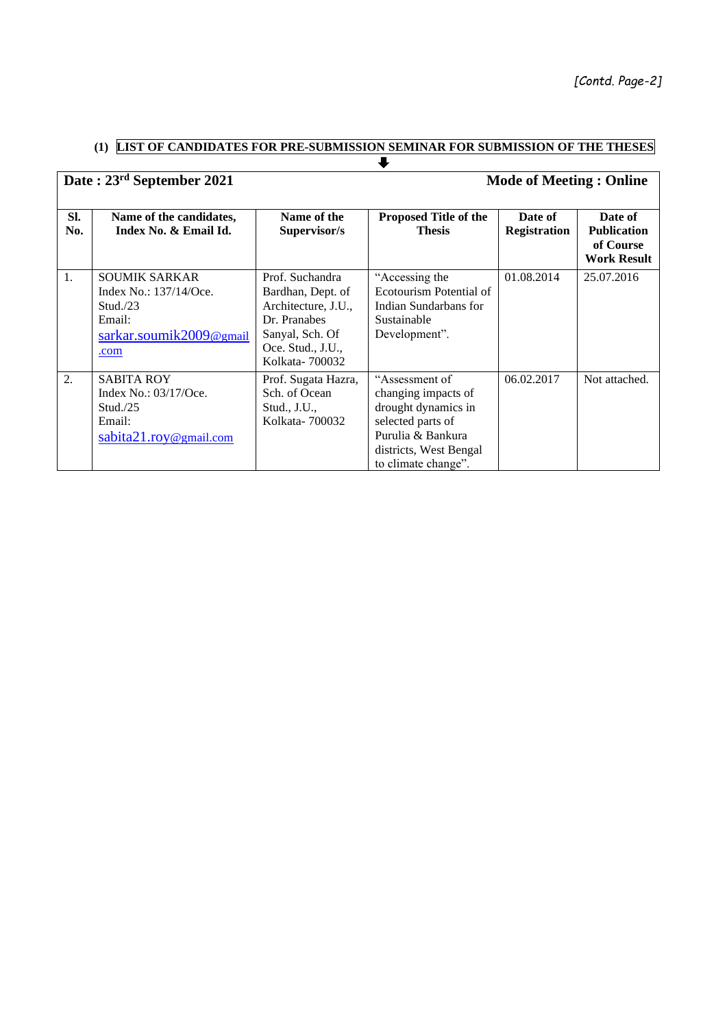*[Contd. Page-2]*

**(1) LIST OF CANDIDATES FOR PRE-SUBMISSION SEMINAR FOR SUBMISSION OF THE THESES**

**Date : 23rd September 2021** **Mode of Meeting : Online**

| Sl. No. | Name of the candidates, Index No. & Email Id. | Name of the Supervisor/s | Proposed Title of the Thesis | Date of Registration | Date of Publication of Course Work Result |
|---|---|---|---|---|---|
| 1. | SOUMIK SARKAR Index No.: 137/14/Oce. Stud./23 Email: sarkar.soumik2009@gmail.com | Prof. Suchandra Bardhan, Dept. of Architecture, J.U., Dr. Pranabes Sanyal, Sch. Of Oce. Stud., J.U., Kolkata- 700032 | "Accessing the Ecotourism Potential of Indian Sundarbans for Sustainable Development". | 01.08.2014 | 25.07.2016 |
| 2. | SABITA ROY Index No.: 03/17/Oce. Stud./25 Email: sabita21.roy@gmail.com | Prof. Sugata Hazra, Sch. of Ocean Stud., J.U., Kolkata- 700032 | "Assessment of changing impacts of drought dynamics in selected parts of Purulia & Bankura districts, West Bengal to climate change". | 06.02.2017 | Not attached. |